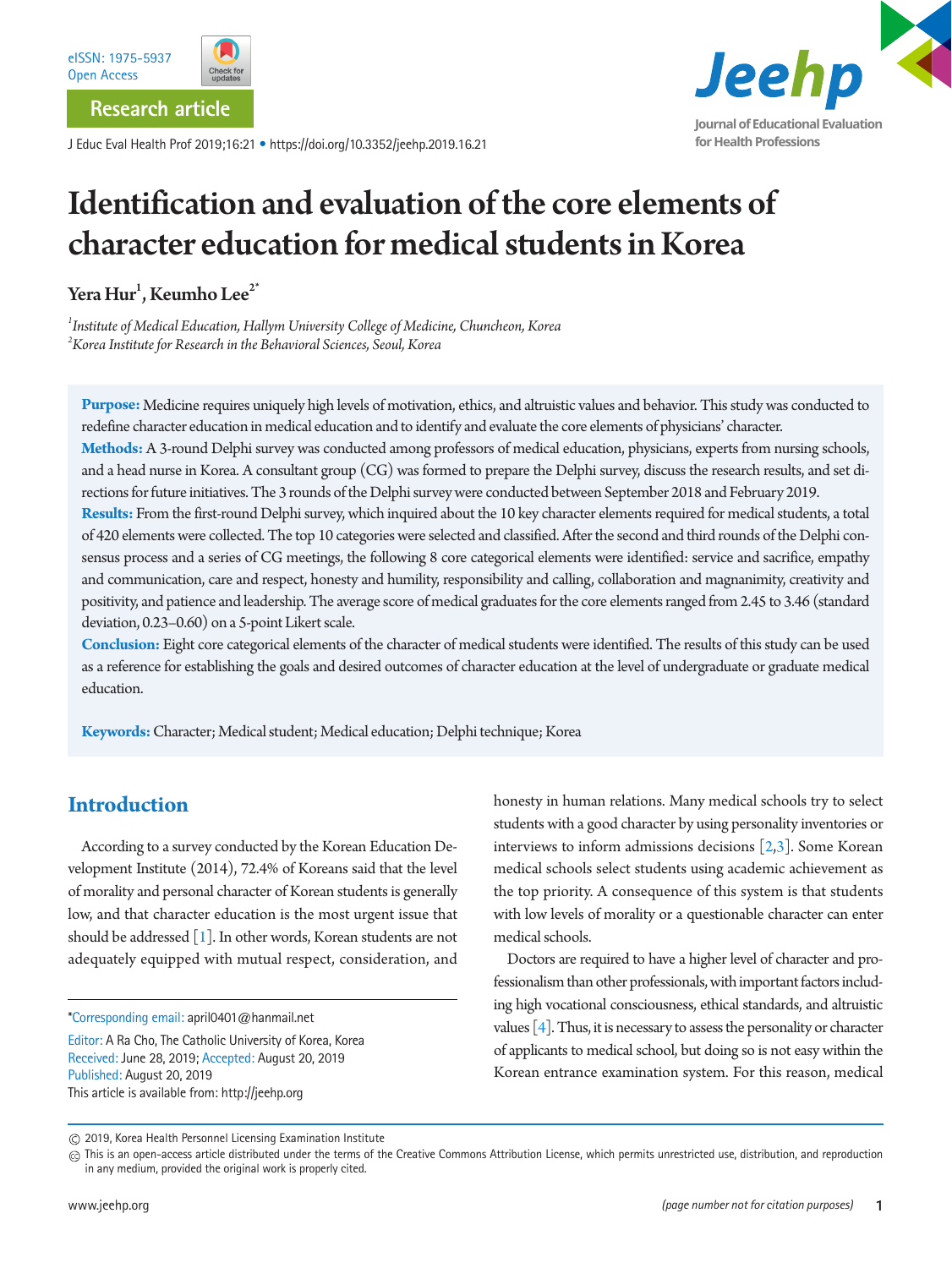Research article

# Identification and evaluation of the core elements of character education for medical students in Korea

**Yera Hur**[1], **Keumho Lee**[2*]

[1]*Institute of Medical Education, Hallym University College of Medicine, Chuncheon, Korea*
[2]*Korea Institute for Research in the Behavioral Sciences, Seoul, Korea*

**Purpose:** Medicine requires uniquely high levels of motivation, ethics, and altruistic values and behavior. This study was conducted to redefine character education in medical education and to identify and evaluate the core elements of physicians' character.

**Methods:** A 3-round Delphi survey was conducted among professors of medical education, physicians, experts from nursing schools, and a head nurse in Korea. A consultant group (CG) was formed to prepare the Delphi survey, discuss the research results, and set directions for future initiatives. The 3 rounds of the Delphi survey were conducted between September 2018 and February 2019.

**Results:** From the first-round Delphi survey, which inquired about the 10 key character elements required for medical students, a total of 420 elements were collected. The top 10 categories were selected and classified. After the second and third rounds of the Delphi consensus process and a series of CG meetings, the following 8 core categorical elements were identified: service and sacrifice, empathy and communication, care and respect, honesty and humility, responsibility and calling, collaboration and magnanimity, creativity and positivity, and patience and leadership. The average score of medical graduates for the core elements ranged from 2.45 to 3.46 (standard deviation, 0.23–0.60) on a 5-point Likert scale.

**Conclusion:** Eight core categorical elements of the character of medical students were identified. The results of this study can be used as a reference for establishing the goals and desired outcomes of character education at the level of undergraduate or graduate medical education.

**Keywords:** Character; Medical student; Medical education; Delphi technique; Korea

## Introduction

According to a survey conducted by the Korean Education Development Institute (2014), 72.4% of Koreans said that the level of morality and personal character of Korean students is generally low, and that character education is the most urgent issue that should be addressed [1]. In other words, Korean students are not adequately equipped with mutual respect, consideration, and honesty in human relations. Many medical schools try to select students with a good character by using personality inventories or interviews to inform admissions decisions [2,3]. Some Korean medical schools select students using academic achievement as the top priority. A consequence of this system is that students with low levels of morality or a questionable character can enter medical schools.

Doctors are required to have a higher level of character and professionalism than other professionals, with important factors including high vocational consciousness, ethical standards, and altruistic values [4]. Thus, it is necessary to assess the personality or character of applicants to medical school, but doing so is not easy within the Korean entrance examination system. For this reason, medical

*Corresponding email: april0401@hanmail.net

Editor: A Ra Cho, The Catholic University of Korea, Korea
Received: June 28, 2019; Accepted: August 20, 2019
Published: August 20, 2019
This article is available from: http://jeehp.org

© 2019, Korea Health Personnel Licensing Examination Institute
This is an open-access article distributed under the terms of the Creative Commons Attribution License, which permits unrestricted use, distribution, and reproduction in any medium, provided the original work is properly cited.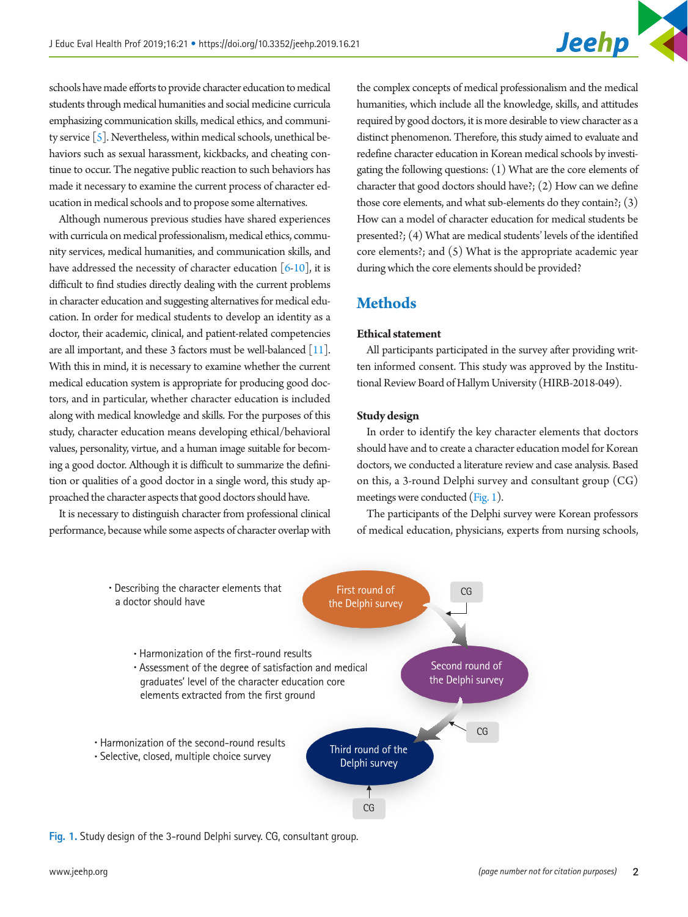schools have made efforts to provide character education to medical students through medical humanities and social medicine curricula emphasizing communication skills, medical ethics, and community service [5]. Nevertheless, within medical schools, unethical behaviors such as sexual harassment, kickbacks, and cheating continue to occur. The negative public reaction to such behaviors has made it necessary to examine the current process of character education in medical schools and to propose some alternatives.

Although numerous previous studies have shared experiences with curricula on medical professionalism, medical ethics, community services, medical humanities, and communication skills, and have addressed the necessity of character education [6-10], it is difficult to find studies directly dealing with the current problems in character education and suggesting alternatives for medical education. In order for medical students to develop an identity as a doctor, their academic, clinical, and patient-related competencies are all important, and these 3 factors must be well-balanced [11]. With this in mind, it is necessary to examine whether the current medical education system is appropriate for producing good doctors, and in particular, whether character education is included along with medical knowledge and skills. For the purposes of this study, character education means developing ethical/behavioral values, personality, virtue, and a human image suitable for becoming a good doctor. Although it is difficult to summarize the definition or qualities of a good doctor in a single word, this study approached the character aspects that good doctors should have.

It is necessary to distinguish character from professional clinical performance, because while some aspects of character overlap with the complex concepts of medical professionalism and the medical humanities, which include all the knowledge, skills, and attitudes required by good doctors, it is more desirable to view character as a distinct phenomenon. Therefore, this study aimed to evaluate and redefine character education in Korean medical schools by investigating the following questions: (1) What are the core elements of character that good doctors should have?; (2) How can we define those core elements, and what sub-elements do they contain?; (3) How can a model of character education for medical students be presented?; (4) What are medical students' levels of the identified core elements?; and (5) What is the appropriate academic year during which the core elements should be provided?

# Methods

### Ethical statement

All participants participated in the survey after providing written informed consent. This study was approved by the Institutional Review Board of Hallym University (HIRB-2018-049).

### Study design

In order to identify the key character elements that doctors should have and to create a character education model for Korean doctors, we conducted a literature review and case analysis. Based on this, a 3-round Delphi survey and consultant group (CG) meetings were conducted (Fig. 1).

The participants of the Delphi survey were Korean professors of medical education, physicians, experts from nursing schools,

- Describing the character elements that a doctor should have → First round of the Delphi survey (CG)
- Harmonization of the first-round results
- Assessment of the degree of satisfaction and medical graduates' level of the character education core elements extracted from the first ground → Second round of the Delphi survey (CG)
- Harmonization of the second-round results
- Selective, closed, multiple choice survey → Third round of the Delphi survey (CG)

Fig. 1. Study design of the 3-round Delphi survey. CG, consultant group.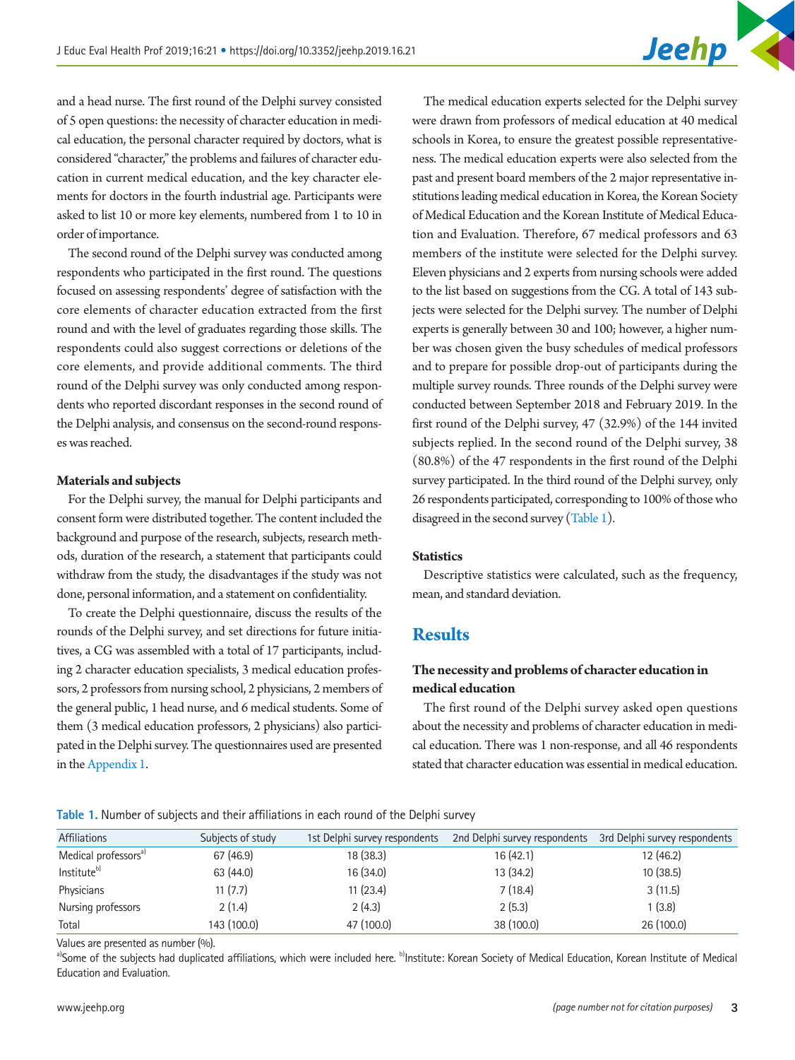and a head nurse. The first round of the Delphi survey consisted of 5 open questions: the necessity of character education in medical education, the personal character required by doctors, what is considered "character," the problems and failures of character education in current medical education, and the key character elements for doctors in the fourth industrial age. Participants were asked to list 10 or more key elements, numbered from 1 to 10 in order of importance.

The second round of the Delphi survey was conducted among respondents who participated in the first round. The questions focused on assessing respondents' degree of satisfaction with the core elements of character education extracted from the first round and with the level of graduates regarding those skills. The respondents could also suggest corrections or deletions of the core elements, and provide additional comments. The third round of the Delphi survey was only conducted among respondents who reported discordant responses in the second round of the Delphi analysis, and consensus on the second-round responses was reached.

### Materials and subjects

For the Delphi survey, the manual for Delphi participants and consent form were distributed together. The content included the background and purpose of the research, subjects, research methods, duration of the research, a statement that participants could withdraw from the study, the disadvantages if the study was not done, personal information, and a statement on confidentiality.

To create the Delphi questionnaire, discuss the results of the rounds of the Delphi survey, and set directions for future initiatives, a CG was assembled with a total of 17 participants, including 2 character education specialists, 3 medical education professors, 2 professors from nursing school, 2 physicians, 2 members of the general public, 1 head nurse, and 6 medical students. Some of them (3 medical education professors, 2 physicians) also participated in the Delphi survey. The questionnaires used are presented in the Appendix 1.

The medical education experts selected for the Delphi survey were drawn from professors of medical education at 40 medical schools in Korea, to ensure the greatest possible representativeness. The medical education experts were also selected from the past and present board members of the 2 major representative institutions leading medical education in Korea, the Korean Society of Medical Education and the Korean Institute of Medical Education and Evaluation. Therefore, 67 medical professors and 63 members of the institute were selected for the Delphi survey. Eleven physicians and 2 experts from nursing schools were added to the list based on suggestions from the CG. A total of 143 subjects were selected for the Delphi survey. The number of Delphi experts is generally between 30 and 100; however, a higher number was chosen given the busy schedules of medical professors and to prepare for possible drop-out of participants during the multiple survey rounds. Three rounds of the Delphi survey were conducted between September 2018 and February 2019. In the first round of the Delphi survey, 47 (32.9%) of the 144 invited subjects replied. In the second round of the Delphi survey, 38 (80.8%) of the 47 respondents in the first round of the Delphi survey participated. In the third round of the Delphi survey, only 26 respondents participated, corresponding to 100% of those who disagreed in the second survey (Table 1).

### Statistics

Descriptive statistics were calculated, such as the frequency, mean, and standard deviation.

## Results

### The necessity and problems of character education in medical education

The first round of the Delphi survey asked open questions about the necessity and problems of character education in medical education. There was 1 non-response, and all 46 respondents stated that character education was essential in medical education.

**Table 1.** Number of subjects and their affiliations in each round of the Delphi survey

| Affiliations | Subjects of study | 1st Delphi survey respondents | 2nd Delphi survey respondents | 3rd Delphi survey respondents |
|---|---|---|---|---|
| Medical professors[a] | 67 (46.9) | 18 (38.3) | 16 (42.1) | 12 (46.2) |
| Institute[b] | 63 (44.0) | 16 (34.0) | 13 (34.2) | 10 (38.5) |
| Physicians | 11 (7.7) | 11 (23.4) | 7 (18.4) | 3 (11.5) |
| Nursing professors | 2 (1.4) | 2 (4.3) | 2 (5.3) | 1 (3.8) |
| Total | 143 (100.0) | 47 (100.0) | 38 (100.0) | 26 (100.0) |

Values are presented as number (%).

[a]Some of the subjects had duplicated affiliations, which were included here. [b]Institute: Korean Society of Medical Education, Korean Institute of Medical Education and Evaluation.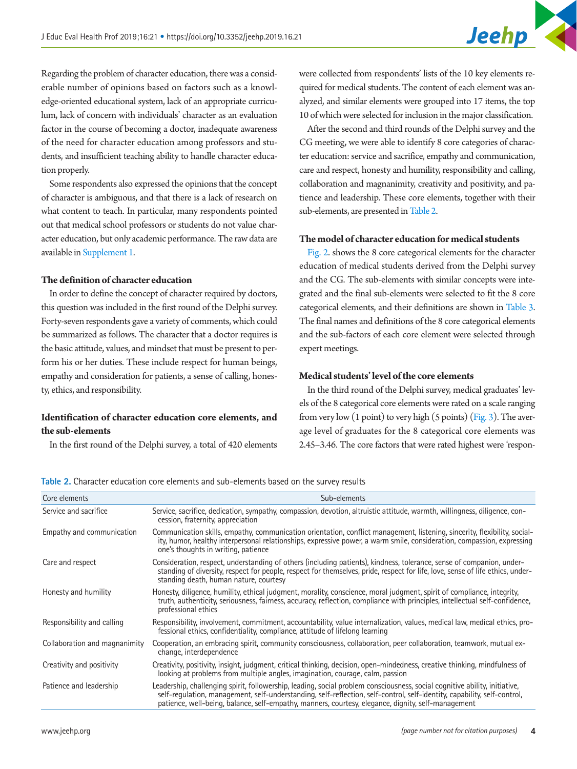Regarding the problem of character education, there was a considerable number of opinions based on factors such as a knowledge-oriented educational system, lack of an appropriate curriculum, lack of concern with individuals' character as an evaluation factor in the course of becoming a doctor, inadequate awareness of the need for character education among professors and students, and insufficient teaching ability to handle character education properly.

Some respondents also expressed the opinions that the concept of character is ambiguous, and that there is a lack of research on what content to teach. In particular, many respondents pointed out that medical school professors or students do not value character education, but only academic performance. The raw data are available in Supplement 1.

### The definition of character education

In order to define the concept of character required by doctors, this question was included in the first round of the Delphi survey. Forty-seven respondents gave a variety of comments, which could be summarized as follows. The character that a doctor requires is the basic attitude, values, and mindset that must be present to perform his or her duties. These include respect for human beings, empathy and consideration for patients, a sense of calling, honesty, ethics, and responsibility.

### Identification of character education core elements, and the sub-elements

In the first round of the Delphi survey, a total of 420 elements were collected from respondents' lists of the 10 key elements required for medical students. The content of each element was analyzed, and similar elements were grouped into 17 items, the top 10 of which were selected for inclusion in the major classification.

After the second and third rounds of the Delphi survey and the CG meeting, we were able to identify 8 core categories of character education: service and sacrifice, empathy and communication, care and respect, honesty and humility, responsibility and calling, collaboration and magnanimity, creativity and positivity, and patience and leadership. These core elements, together with their sub-elements, are presented in Table 2.

### The model of character education for medical students

Fig. 2. shows the 8 core categorical elements for the character education of medical students derived from the Delphi survey and the CG. The sub-elements with similar concepts were integrated and the final sub-elements were selected to fit the 8 core categorical elements, and their definitions are shown in Table 3. The final names and definitions of the 8 core categorical elements and the sub-factors of each core element were selected through expert meetings.

### Medical students' level of the core elements

In the third round of the Delphi survey, medical graduates' levels of the 8 categorical core elements were rated on a scale ranging from very low (1 point) to very high (5 points) (Fig. 3). The average level of graduates for the 8 categorical core elements was 2.45–3.46. The core factors that were rated highest were 'respon-

**Table 2.** Character education core elements and sub-elements based on the survey results

| Core elements | Sub-elements |
|---|---|
| Service and sacrifice | Service, sacrifice, dedication, sympathy, compassion, devotion, altruistic attitude, warmth, willingness, diligence, concession, fraternity, appreciation |
| Empathy and communication | Communication skills, empathy, communication orientation, conflict management, listening, sincerity, flexibility, sociality, humor, healthy interpersonal relationships, expressive power, a warm smile, consideration, compassion, expressing one's thoughts in writing, patience |
| Care and respect | Consideration, respect, understanding of others (including patients), kindness, tolerance, sense of companion, understanding of diversity, respect for people, respect for themselves, pride, respect for life, love, sense of life ethics, understanding death, human nature, courtesy |
| Honesty and humility | Honesty, diligence, humility, ethical judgment, morality, conscience, moral judgment, spirit of compliance, integrity, truth, authenticity, seriousness, fairness, accuracy, reflection, compliance with principles, intellectual self-confidence, professional ethics |
| Responsibility and calling | Responsibility, involvement, commitment, accountability, value internalization, values, medical law, medical ethics, professional ethics, confidentiality, compliance, attitude of lifelong learning |
| Collaboration and magnanimity | Cooperation, an embracing spirit, community consciousness, collaboration, peer collaboration, teamwork, mutual exchange, interdependence |
| Creativity and positivity | Creativity, positivity, insight, judgment, critical thinking, decision, open-mindedness, creative thinking, mindfulness of looking at problems from multiple angles, imagination, courage, calm, passion |
| Patience and leadership | Leadership, challenging spirit, followership, leading, social problem consciousness, social cognitive ability, initiative, self-regulation, management, self-understanding, self-reflection, self-control, self-identity, capability, self-control, patience, well-being, balance, self-empathy, manners, courtesy, elegance, dignity, self-management |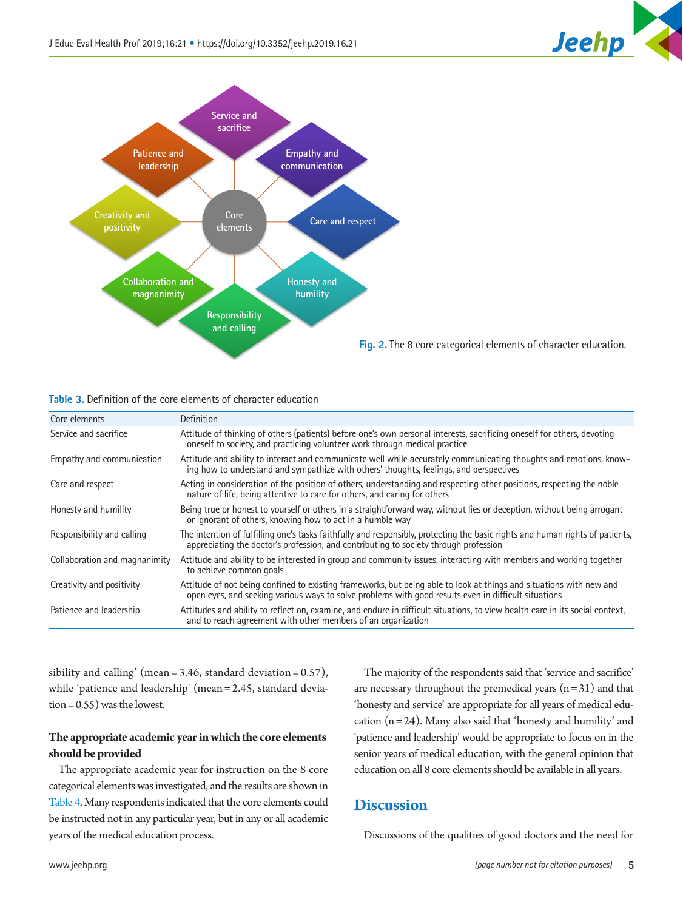Fig. 2. The 8 core categorical elements of character education.

Table 3. Definition of the core elements of character education

| Core elements | Definition |
|---|---|
| Service and sacrifice | Attitude of thinking of others (patients) before one's own personal interests, sacrificing oneself for others, devoting oneself to society, and practicing volunteer work through medical practice |
| Empathy and communication | Attitude and ability to interact and communicate well while accurately communicating thoughts and emotions, knowing how to understand and sympathize with others' thoughts, feelings, and perspectives |
| Care and respect | Acting in consideration of the position of others, understanding and respecting other positions, respecting the noble nature of life, being attentive to care for others, and caring for others |
| Honesty and humility | Being true or honest to yourself or others in a straightforward way, without lies or deception, without being arrogant or ignorant of others, knowing how to act in a humble way |
| Responsibility and calling | The intention of fulfilling one's tasks faithfully and responsibly, protecting the basic rights and human rights of patients, appreciating the doctor's profession, and contributing to society through profession |
| Collaboration and magnanimity | Attitude and ability to be interested in group and community issues, interacting with members and working together to achieve common goals |
| Creativity and positivity | Attitude of not being confined to existing frameworks, but being able to look at things and situations with new and open eyes, and seeking various ways to solve problems with good results even in difficult situations |
| Patience and leadership | Attitudes and ability to reflect on, examine, and endure in difficult situations, to view health care in its social context, and to reach agreement with other members of an organization |

sibility and calling' (mean = 3.46, standard deviation = 0.57), while 'patience and leadership' (mean = 2.45, standard deviation = 0.55) was the lowest.

### The appropriate academic year in which the core elements should be provided

The appropriate academic year for instruction on the 8 core categorical elements was investigated, and the results are shown in Table 4. Many respondents indicated that the core elements could be instructed not in any particular year, but in any or all academic years of the medical education process.

The majority of the respondents said that 'service and sacrifice' are necessary throughout the premedical years (n = 31) and that 'honesty and service' are appropriate for all years of medical education (n = 24). Many also said that 'honesty and humility' and 'patience and leadership' would be appropriate to focus on in the senior years of medical education, with the general opinion that education on all 8 core elements should be available in all years.

## Discussion

Discussions of the qualities of good doctors and the need for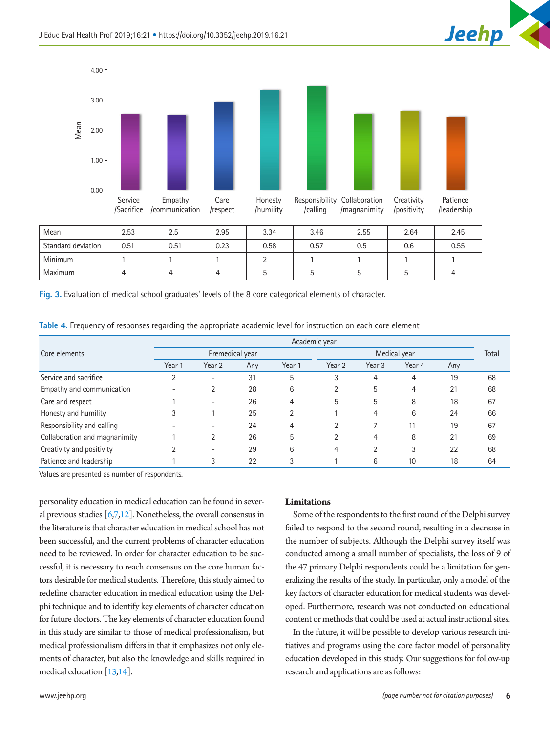| | Service/Sacrifice | Empathy/communication | Care/respect | Honesty/humility | Responsibility/calling | Collaboration/magnanimity | Creativity/positivity | Patience/leadership |
|---|---|---|---|---|---|---|---|---|
| Mean | 2.53 | 2.5 | 2.95 | 3.34 | 3.46 | 2.55 | 2.64 | 2.45 |
| Standard deviation | 0.51 | 0.51 | 0.23 | 0.58 | 0.57 | 0.5 | 0.6 | 0.55 |
| Minimum | 1 | 1 | 1 | 2 | 1 | 1 | 1 | 1 |
| Maximum | 4 | 4 | 4 | 5 | 5 | 5 | 5 | 4 |

**Fig. 3.** Evaluation of medical school graduates' levels of the 8 core categorical elements of character.

**Table 4.** Frequency of responses regarding the appropriate academic level for instruction on each core element

| Core elements | Academic year | | | | | | | | Total |
|---|---|---|---|---|---|---|---|---|---|
| | Premedical year | | | Medical year | | | | | |
| | Year 1 | Year 2 | Any | Year 1 | Year 2 | Year 3 | Year 4 | Any | |
| Service and sacrifice | 2 | - | 31 | 5 | 3 | 4 | 4 | 19 | 68 |
| Empathy and communication | - | 2 | 28 | 6 | 2 | 5 | 4 | 21 | 68 |
| Care and respect | 1 | - | 26 | 4 | 5 | 5 | 8 | 18 | 67 |
| Honesty and humility | 3 | 1 | 25 | 2 | 1 | 4 | 6 | 24 | 66 |
| Responsibility and calling | - | - | 24 | 4 | 2 | 7 | 11 | 19 | 67 |
| Collaboration and magnanimity | 1 | 2 | 26 | 5 | 2 | 4 | 8 | 21 | 69 |
| Creativity and positivity | 2 | - | 29 | 6 | 4 | 2 | 3 | 22 | 68 |
| Patience and leadership | 1 | 3 | 22 | 3 | 1 | 6 | 10 | 18 | 64 |

Values are presented as number of respondents.

personality education in medical education can be found in several previous studies [6,7,12]. Nonetheless, the overall consensus in the literature is that character education in medical school has not been successful, and the current problems of character education need to be reviewed. In order for character education to be successful, it is necessary to reach consensus on the core human factors desirable for medical students. Therefore, this study aimed to redefine character education in medical education using the Delphi technique and to identify key elements of character education for future doctors. The key elements of character education found in this study are similar to those of medical professionalism, but medical professionalism differs in that it emphasizes not only elements of character, but also the knowledge and skills required in medical education [13,14].

### Limitations

Some of the respondents to the first round of the Delphi survey failed to respond to the second round, resulting in a decrease in the number of subjects. Although the Delphi survey itself was conducted among a small number of specialists, the loss of 9 of the 47 primary Delphi respondents could be a limitation for generalizing the results of the study. In particular, only a model of the key factors of character education for medical students was developed. Furthermore, research was not conducted on educational content or methods that could be used at actual instructional sites.

In the future, it will be possible to develop various research initiatives and programs using the core factor model of personality education developed in this study. Our suggestions for follow-up research and applications are as follows: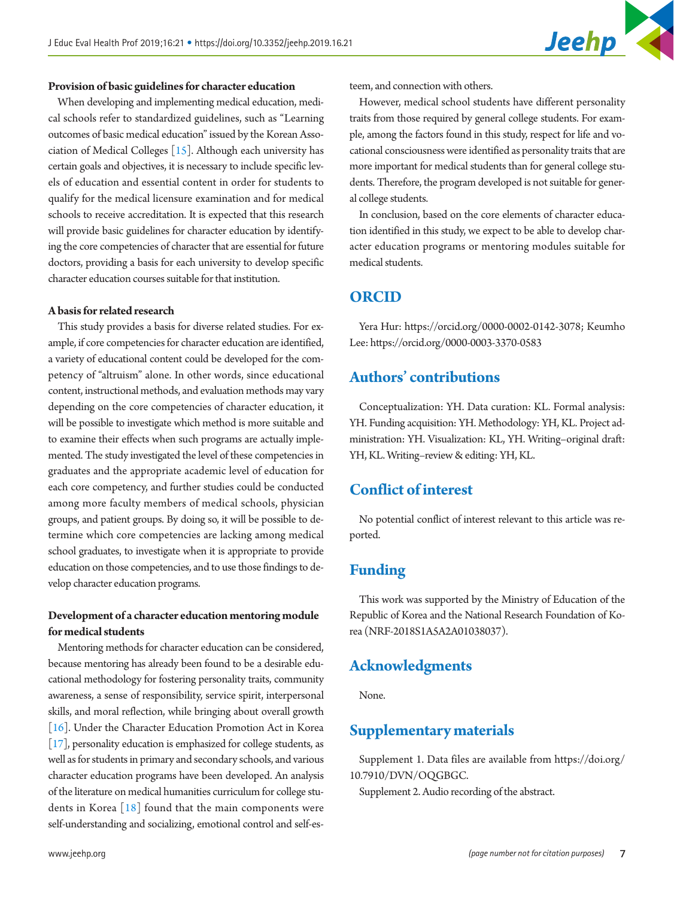### Provision of basic guidelines for character education

When developing and implementing medical education, medical schools refer to standardized guidelines, such as "Learning outcomes of basic medical education" issued by the Korean Association of Medical Colleges [15]. Although each university has certain goals and objectives, it is necessary to include specific levels of education and essential content in order for students to qualify for the medical licensure examination and for medical schools to receive accreditation. It is expected that this research will provide basic guidelines for character education by identifying the core competencies of character that are essential for future doctors, providing a basis for each university to develop specific character education courses suitable for that institution.

### A basis for related research

This study provides a basis for diverse related studies. For example, if core competencies for character education are identified, a variety of educational content could be developed for the competency of "altruism" alone. In other words, since educational content, instructional methods, and evaluation methods may vary depending on the core competencies of character education, it will be possible to investigate which method is more suitable and to examine their effects when such programs are actually implemented. The study investigated the level of these competencies in graduates and the appropriate academic level of education for each core competency, and further studies could be conducted among more faculty members of medical schools, physician groups, and patient groups. By doing so, it will be possible to determine which core competencies are lacking among medical school graduates, to investigate when it is appropriate to provide education on those competencies, and to use those findings to develop character education programs.

### Development of a character education mentoring module for medical students

Mentoring methods for character education can be considered, because mentoring has already been found to be a desirable educational methodology for fostering personality traits, community awareness, a sense of responsibility, service spirit, interpersonal skills, and moral reflection, while bringing about overall growth [16]. Under the Character Education Promotion Act in Korea [17], personality education is emphasized for college students, as well as for students in primary and secondary schools, and various character education programs have been developed. An analysis of the literature on medical humanities curriculum for college students in Korea [18] found that the main components were self-understanding and socializing, emotional control and self-esteem, and connection with others.

However, medical school students have different personality traits from those required by general college students. For example, among the factors found in this study, respect for life and vocational consciousness were identified as personality traits that are more important for medical students than for general college students. Therefore, the program developed is not suitable for general college students.

In conclusion, based on the core elements of character education identified in this study, we expect to be able to develop character education programs or mentoring modules suitable for medical students.

## ORCID

Yera Hur: https://orcid.org/0000-0002-0142-3078; Keumho Lee: https://orcid.org/0000-0003-3370-0583

## Authors' contributions

Conceptualization: YH. Data curation: KL. Formal analysis: YH. Funding acquisition: YH. Methodology: YH, KL. Project administration: YH. Visualization: KL, YH. Writing–original draft: YH, KL. Writing–review & editing: YH, KL.

## Conflict of interest

No potential conflict of interest relevant to this article was reported.

## Funding

This work was supported by the Ministry of Education of the Republic of Korea and the National Research Foundation of Korea (NRF-2018S1A5A2A01038037).

## Acknowledgments

None.

## Supplementary materials

Supplement 1. Data files are available from https://doi.org/10.7910/DVN/OQGBGC.

Supplement 2. Audio recording of the abstract.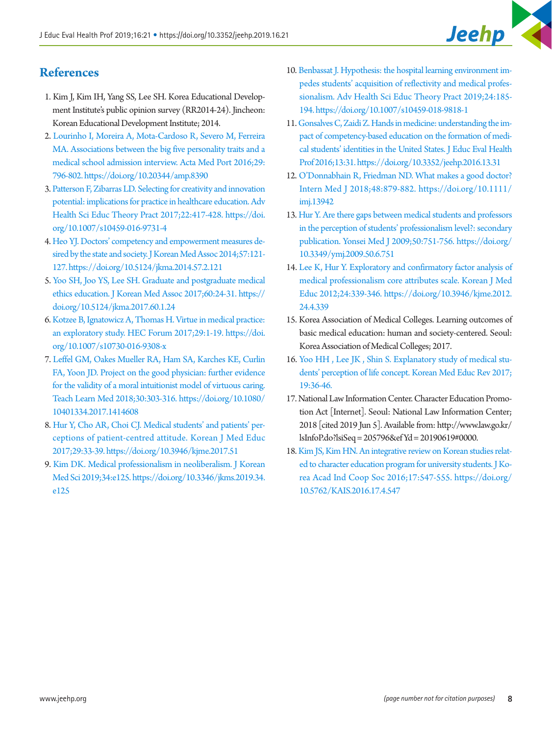## References

1. Kim J, Kim IH, Yang SS, Lee SH. Korea Educational Development Institute's public opinion survey (RR2014-24). Jincheon: Korean Educational Development Institute; 2014.
2. Lourinho I, Moreira A, Mota-Cardoso R, Severo M, Ferreira MA. Associations between the big five personality traits and a medical school admission interview. Acta Med Port 2016;29:796-802. https://doi.org/10.20344/amp.8390
3. Patterson F, Zibarras LD. Selecting for creativity and innovation potential: implications for practice in healthcare education. Adv Health Sci Educ Theory Pract 2017;22:417-428. https://doi.org/10.1007/s10459-016-9731-4
4. Heo YJ. Doctors' competency and empowerment measures desired by the state and society. J Korean Med Assoc 2014;57:121-127. https://doi.org/10.5124/jkma.2014.57.2.121
5. Yoo SH, Joo YS, Lee SH. Graduate and postgraduate medical ethics education. J Korean Med Assoc 2017;60:24-31. https://doi.org/10.5124/jkma.2017.60.1.24
6. Kotzee B, Ignatowicz A, Thomas H. Virtue in medical practice: an exploratory study. HEC Forum 2017;29:1-19. https://doi.org/10.1007/s10730-016-9308-x
7. Leffel GM, Oakes Mueller RA, Ham SA, Karches KE, Curlin FA, Yoon JD. Project on the good physician: further evidence for the validity of a moral intuitionist model of virtuous caring. Teach Learn Med 2018;30:303-316. https://doi.org/10.1080/10401334.2017.1414608
8. Hur Y, Cho AR, Choi CJ. Medical students' and patients' perceptions of patient-centred attitude. Korean J Med Educ 2017;29:33-39. https://doi.org/10.3946/kjme.2017.51
9. Kim DK. Medical professionalism in neoliberalism. J Korean Med Sci 2019;34:e125. https://doi.org/10.3346/jkms.2019.34.e125
10. Benbassat J. Hypothesis: the hospital learning environment impedes students' acquisition of reflectivity and medical professionalism. Adv Health Sci Educ Theory Pract 2019;24:185-194. https://doi.org/10.1007/s10459-018-9818-1
11. Gonsalves C, Zaidi Z. Hands in medicine: understanding the impact of competency-based education on the formation of medical students' identities in the United States. J Educ Eval Health Prof 2016;13:31. https://doi.org/10.3352/jeehp.2016.13.31
12. O'Donnabhain R, Friedman ND. What makes a good doctor? Intern Med J 2018;48:879-882. https://doi.org/10.1111/imj.13942
13. Hur Y. Are there gaps between medical students and professors in the perception of students' professionalism level?: secondary publication. Yonsei Med J 2009;50:751-756. https://doi.org/10.3349/ymj.2009.50.6.751
14. Lee K, Hur Y. Exploratory and confirmatory factor analysis of medical professionalism core attributes scale. Korean J Med Educ 2012;24:339-346. https://doi.org/10.3946/kjme.2012.24.4.339
15. Korea Association of Medical Colleges. Learning outcomes of basic medical education: human and society-centered. Seoul: Korea Association of Medical Colleges; 2017.
16. Yoo HH , Lee JK , Shin S. Explanatory study of medical students' perception of life concept. Korean Med Educ Rev 2017;19:36-46.
17. National Law Information Center. Character Education Promotion Act [Internet]. Seoul: National Law Information Center; 2018 [cited 2019 Jun 5]. Available from: http://www.law.go.kr/lsInfoP.do?lsiSeq=205796&efYd=20190619#0000.
18. Kim JS, Kim HN. An integrative review on Korean studies related to character education program for university students. J Korea Acad Ind Coop Soc 2016;17:547-555. https://doi.org/10.5762/KAIS.2016.17.4.547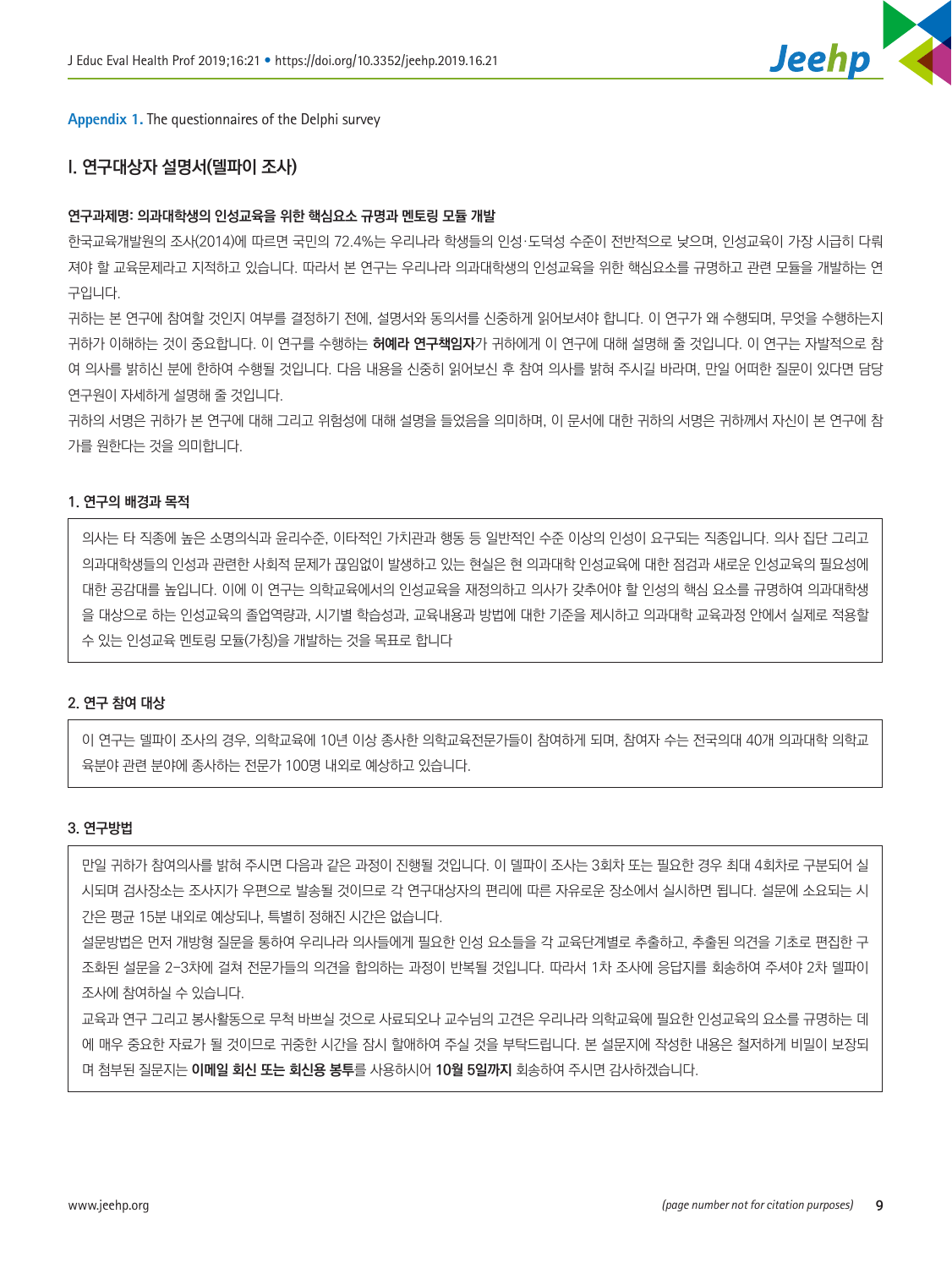**Appendix 1.** The questionnaires of the Delphi survey

## I. 연구대상자 설명서(델파이 조사)

**연구과제명: 의과대학생의 인성교육을 위한 핵심요소 규명과 멘토링 모듈 개발**

한국교육개발원의 조사(2014)에 따르면 국민의 72.4%는 우리나라 학생들의 인성·도덕성 수준이 전반적으로 낮으며, 인성교육이 가장 시급히 다뤄져야 할 교육문제라고 지적하고 있습니다. 따라서 본 연구는 우리나라 의과대학생의 인성교육을 위한 핵심요소를 규명하고 관련 모듈을 개발하는 연구입니다.

귀하는 본 연구에 참여할 것인지 여부를 결정하기 전에, 설명서와 동의서를 신중하게 읽어보셔야 합니다. 이 연구가 왜 수행되며, 무엇을 수행하는지 귀하가 이해하는 것이 중요합니다. 이 연구를 수행하는 **허예라 연구책임자**가 귀하에게 이 연구에 대해 설명해 줄 것입니다. 이 연구는 자발적으로 참여 의사를 밝히신 분에 한하여 수행될 것입니다. 다음 내용을 신중히 읽어보신 후 참여 의사를 밝혀 주시길 바라며, 만일 어떠한 질문이 있다면 담당 연구원이 자세하게 설명해 줄 것입니다.

귀하의 서명은 귀하가 본 연구에 대해 그리고 위험성에 대해 설명을 들었음을 의미하며, 이 문서에 대한 귀하의 서명은 귀하께서 자신이 본 연구에 참가를 원한다는 것을 의미합니다.

### 1. 연구의 배경과 목적

의사는 타 직종에 높은 소명의식과 윤리수준, 이타적인 가치관과 행동 등 일반적인 수준 이상의 인성이 요구되는 직종입니다. 의사 집단 그리고 의과대학생들의 인성과 관련한 사회적 문제가 끊임없이 발생하고 있는 현실은 현 의과대학 인성교육에 대한 점검과 새로운 인성교육의 필요성에 대한 공감대를 높입니다. 이에 이 연구는 의학교육에서의 인성교육을 재정의하고 의사가 갖추어야 할 인성의 핵심 요소를 규명하여 의과대학생을 대상으로 하는 인성교육의 졸업역량과, 시기별 학습성과, 교육내용과 방법에 대한 기준을 제시하고 의과대학 교육과정 안에서 실제로 적용할 수 있는 인성교육 멘토링 모듈(가칭)을 개발하는 것을 목표로 합니다

### 2. 연구 참여 대상

이 연구는 델파이 조사의 경우, 의학교육에 10년 이상 종사한 의학교육전문가들이 참여하게 되며, 참여자 수는 전국의대 40개 의과대학 의학교육분야 관련 분야에 종사하는 전문가 100명 내외로 예상하고 있습니다.

### 3. 연구방법

만일 귀하가 참여의사를 밝혀 주시면 다음과 같은 과정이 진행될 것입니다. 이 델파이 조사는 3회차 또는 필요한 경우 최대 4회차로 구분되어 실시되며 검사장소는 조사지가 우편으로 발송될 것이므로 각 연구대상자의 편리에 따른 자유로운 장소에서 실시하면 됩니다. 설문에 소요되는 시간은 평균 15분 내외로 예상되나, 특별히 정해진 시간은 없습니다.

설문방법은 먼저 개방형 질문을 통하여 우리나라 의사들에게 필요한 인성 요소들을 각 교육단계별로 추출하고, 추출된 의견을 기초로 편집한 구조화된 설문을 2-3차에 걸쳐 전문가들의 의견을 합의하는 과정이 반복될 것입니다. 따라서 1차 조사에 응답지를 회송하여 주셔야 2차 델파이 조사에 참여하실 수 있습니다.

교육과 연구 그리고 봉사활동으로 무척 바쁘실 것으로 사료되오나 교수님의 고견은 우리나라 의학교육에 필요한 인성교육의 요소를 규명하는 데에 매우 중요한 자료가 될 것이므로 귀중한 시간을 잠시 할애하여 주실 것을 부탁드립니다. 본 설문지에 작성한 내용은 철저하게 비밀이 보장되며 첨부된 질문지는 **이메일 회신 또는 회신용 봉투**를 사용하시어 **10월 5일까지** 회송하여 주시면 감사하겠습니다.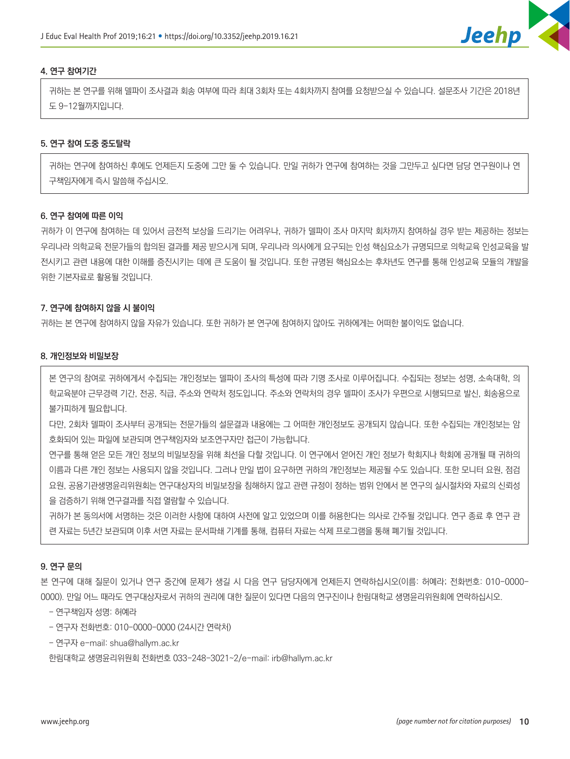#### 4. 연구 참여기간

귀하는 본 연구를 위해 델파이 조사결과 회송 여부에 따라 최대 3회차 또는 4회차까지 참여를 요청받으실 수 있습니다. 설문조사 기간은 2018년도 9-12월까지입니다.

#### 5. 연구 참여 도중 중도탈락

귀하는 연구에 참여하신 후에도 언제든지 도중에 그만 둘 수 있습니다. 만일 귀하가 연구에 참여하는 것을 그만두고 싶다면 담당 연구원이나 연구책임자에게 즉시 말씀해 주십시오.

#### 6. 연구 참여에 따른 이익

귀하가 이 연구에 참여하는 데 있어서 금전적 보상을 드리기는 어려우나, 귀하가 델파이 조사 마지막 회차까지 참여하실 경우 받는 제공하는 정보는 우리나라 의학교육 전문가들의 합의된 결과를 제공 받으시게 되며, 우리나라 의사에게 요구되는 인성 핵심요소가 규명되므로 의학교육 인성교육을 발전시키고 관련 내용에 대한 이해를 증진시키는 데에 큰 도움이 될 것입니다. 또한 규명된 핵심요소는 후차년도 연구를 통해 인성교육 모듈의 개발을 위한 기본자료로 활용될 것입니다.

#### 7. 연구에 참여하지 않을 시 불이익

귀하는 본 연구에 참여하지 않을 자유가 있습니다. 또한 귀하가 본 연구에 참여하지 않아도 귀하에게는 어떠한 불이익도 없습니다.

#### 8. 개인정보와 비밀보장

본 연구의 참여로 귀하에게서 수집되는 개인정보는 델파이 조사의 특성에 따라 기명 조사로 이루어집니다. 수집되는 정보는 성명, 소속대학, 의학교육분야 근무경력 기간, 전공, 직급, 주소와 연락처 정도입니다. 주소와 연락처의 경우 델파이 조사가 우편으로 시행되므로 발신, 회송용으로 불가피하게 필요합니다.

다만, 2회차 델파이 조사부터 공개되는 전문가들의 설문결과 내용에는 그 어떠한 개인정보도 공개되지 않습니다. 또한 수집되는 개인정보는 암호화되어 있는 파일에 보관되며 연구책임자와 보조연구자만 접근이 가능합니다.

연구를 통해 얻은 모든 개인 정보의 비밀보장을 위해 최선을 다할 것입니다. 이 연구에서 얻어진 개인 정보가 학회지나 학회에 공개될 때 귀하의 이름과 다른 개인 정보는 사용되지 않을 것입니다. 그러나 만일 법이 요구하면 귀하의 개인정보는 제공될 수도 있습니다. 또한 모니터 요원, 점검 요원, 공용기관생명윤리위원회는 연구대상자의 비밀보장을 침해하지 않고 관련 규정이 정하는 범위 안에서 본 연구의 실시절차와 자료의 신뢰성을 검증하기 위해 연구결과를 직접 열람할 수 있습니다.

귀하가 본 동의서에 서명하는 것은 이러한 사항에 대하여 사전에 알고 있었으며 이를 허용한다는 의사로 간주될 것입니다. 연구 종료 후 연구 관련 자료는 5년간 보관되며 이후 서면 자료는 문서파쇄 기계를 통해, 컴퓨터 자료는 삭제 프로그램을 통해 폐기될 것입니다.

#### 9. 연구 문의

본 연구에 대해 질문이 있거나 연구 중간에 문제가 생길 시 다음 연구 담당자에게 언제든지 연락하십시오(이름: 허예라; 전화번호: 010-0000-0000). 만일 어느 때라도 연구대상자로서 귀하의 권리에 대한 질문이 있다면 다음의 연구진이나 한림대학교 생명윤리위원회에 연락하십시오.

- 연구책임자 성명: 허예라
- 연구자 전화번호: 010-0000-0000 (24시간 연락처)
- 연구자 e-mail: shua@hallym.ac.kr

한림대학교 생명윤리위원회 전화번호 033-248-3021~2/e-mail: irb@hallym.ac.kr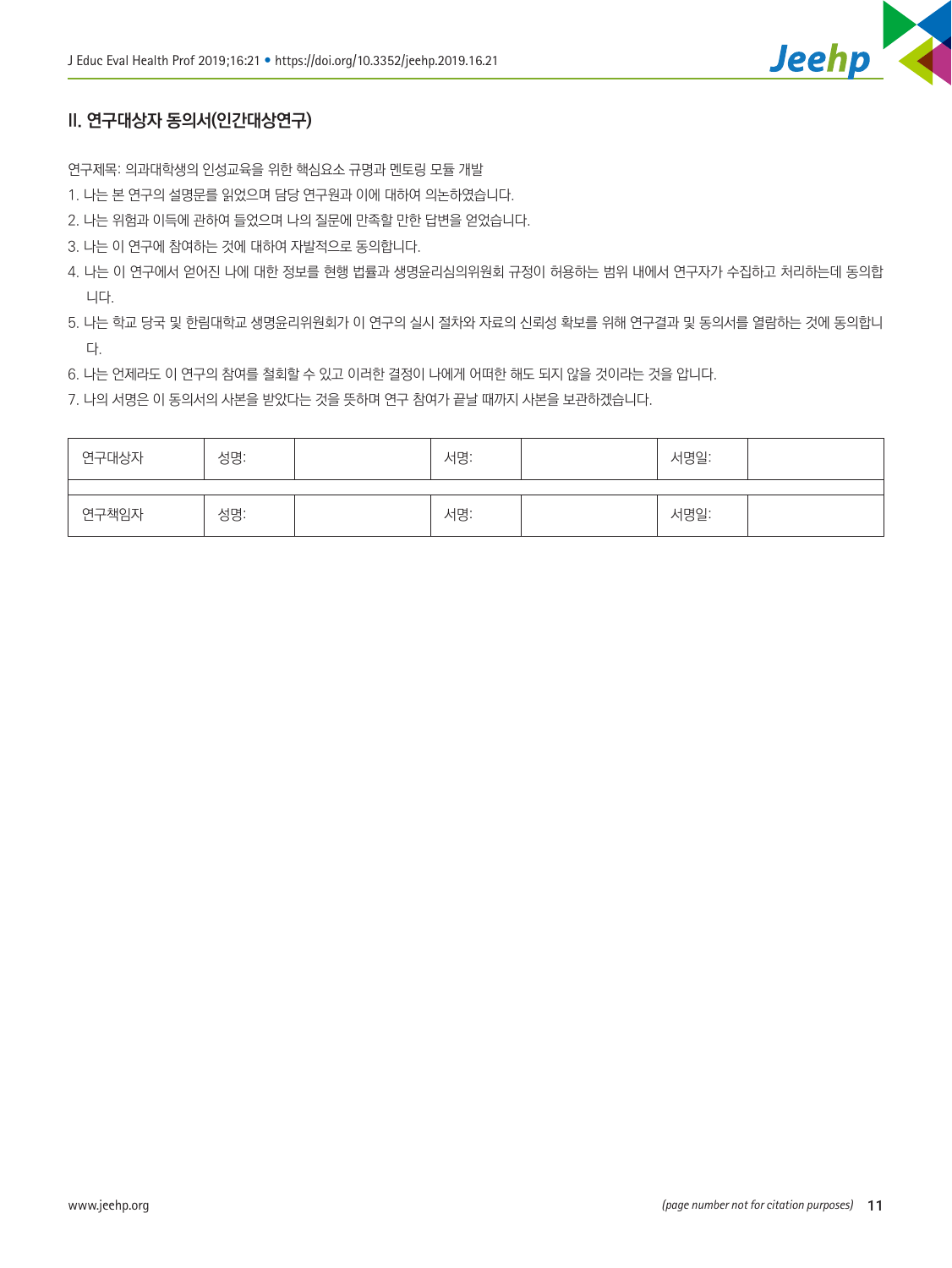## II. 연구대상자 동의서(인간대상연구)

연구제목: 의과대학생의 인성교육을 위한 핵심요소 규명과 멘토링 모듈 개발

1. 나는 본 연구의 설명문를 읽었으며 담당 연구원과 이에 대하여 의논하였습니다.
2. 나는 위험과 이득에 관하여 들었으며 나의 질문에 만족할 만한 답변을 얻었습니다.
3. 나는 이 연구에 참여하는 것에 대하여 자발적으로 동의합니다.
4. 나는 이 연구에서 얻어진 나에 대한 정보를 현행 법률과 생명윤리심의위원회 규정이 허용하는 범위 내에서 연구자가 수집하고 처리하는데 동의합니다.
5. 나는 학교 당국 및 한림대학교 생명윤리위원회가 이 연구의 실시 절차와 자료의 신뢰성 확보를 위해 연구결과 및 동의서를 열람하는 것에 동의합니다.
6. 나는 언제라도 이 연구의 참여를 철회할 수 있고 이러한 결정이 나에게 어떠한 해도 되지 않을 것이라는 것을 압니다.
7. 나의 서명은 이 동의서의 사본을 받았다는 것을 뜻하며 연구 참여가 끝날 때까지 사본을 보관하겠습니다.

| 연구대상자 | 성명: | | 서명: | | 서명일: | |
|---|---|---|---|---|---|---|
| | | | | | | |
| 연구책임자 | 성명: | | 서명: | | 서명일: | |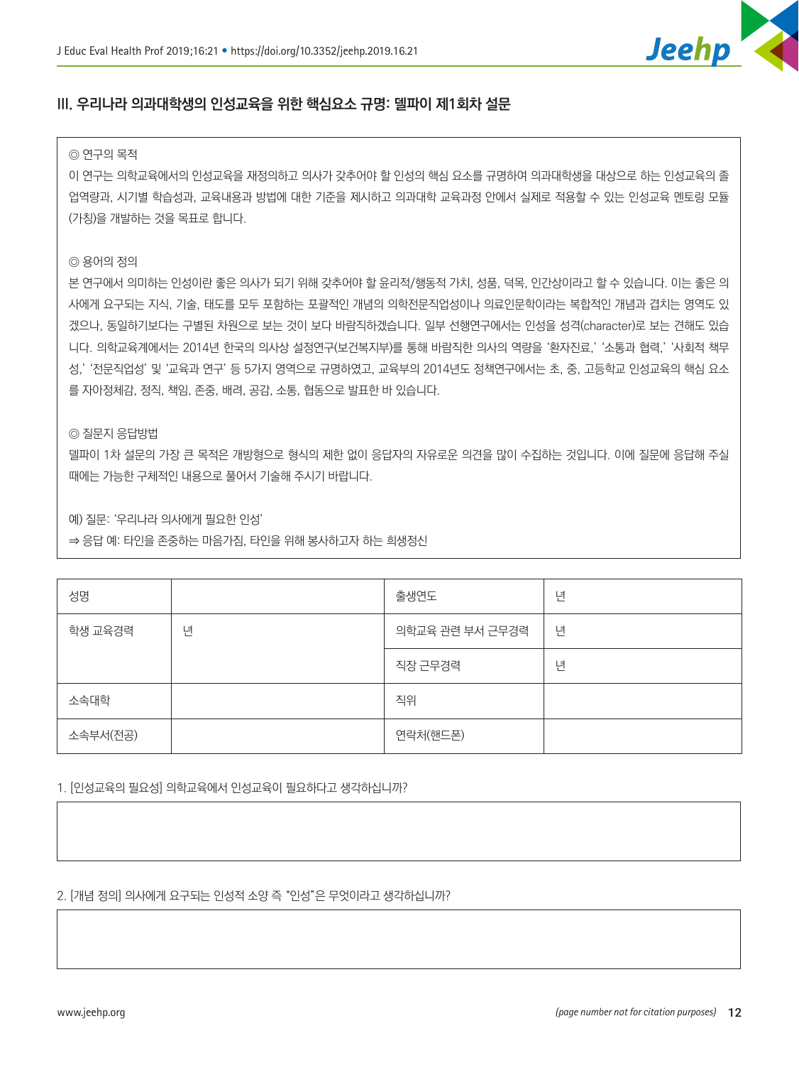### III. 우리나라 의과대학생의 인성교육을 위한 핵심요소 규명: 델파이 제1회차 설문

◎ 연구의 목적

이 연구는 의학교육에서의 인성교육을 재정의하고 의사가 갖추어야 할 인성의 핵심 요소를 규명하여 의과대학생을 대상으로 하는 인성교육의 졸업역량과, 시기별 학습성과, 교육내용과 방법에 대한 기준을 제시하고 의과대학 교육과정 안에서 실제로 적용할 수 있는 인성교육 멘토링 모듈(가칭)을 개발하는 것을 목표로 합니다.

◎ 용어의 정의

본 연구에서 의미하는 인성이란 좋은 의사가 되기 위해 갖추어야 할 윤리적/행동적 가치, 성품, 덕목, 인간상이라고 할 수 있습니다. 이는 좋은 의사에게 요구되는 지식, 기술, 태도를 모두 포함하는 포괄적인 개념의 의학전문직업성이나 의료인문학이라는 복합적인 개념과 겹치는 영역도 있겠으나, 동일하기보다는 구별된 차원으로 보는 것이 보다 바람직하겠습니다. 일부 선행연구에서는 인성을 성격(character)로 보는 견해도 있습니다. 의학교육계에서는 2014년 한국의 의사상 설정연구(보건복지부)를 통해 바람직한 의사의 역량을 '환자진료,' '소통과 협력,' '사회적 책무성,' '전문직업성' 및 '교육과 연구' 등 5가지 영역으로 규명하였고, 교육부의 2014년도 정책연구에서는 초, 중, 고등학교 인성교육의 핵심 요소를 자아정체감, 정직, 책임, 존중, 배려, 공감, 소통, 협동으로 발표한 바 있습니다.

◎ 질문지 응답방법

델파이 1차 설문의 가장 큰 목적은 개방형으로 형식의 제한 없이 응답자의 자유로운 의견을 많이 수집하는 것입니다. 이에 질문에 응답해 주실 때에는 가능한 구체적인 내용으로 풀어서 기술해 주시기 바랍니다.

예) 질문: '우리나라 의사에게 필요한 인성'

⇒ 응답 예: 타인을 존중하는 마음가짐, 타인을 위해 봉사하고자 하는 희생정신

| 성명 | | 출생연도 | 년 |
|---|---|---|---|
| 학생 교육경력 | 년 | 의학교육 관련 부서 근무경력 | 년 |
| | | 직장 근무경력 | 년 |
| 소속대학 | | 직위 | |
| 소속부서(전공) | | 연락처(핸드폰) | |

1. [인성교육의 필요성] 의학교육에서 인성교육이 필요하다고 생각하십니까?

| |
|---|
| |

2. [개념 정의] 의사에게 요구되는 인성적 소양 즉 "인성"은 무엇이라고 생각하십니까?

| |
|---|
| |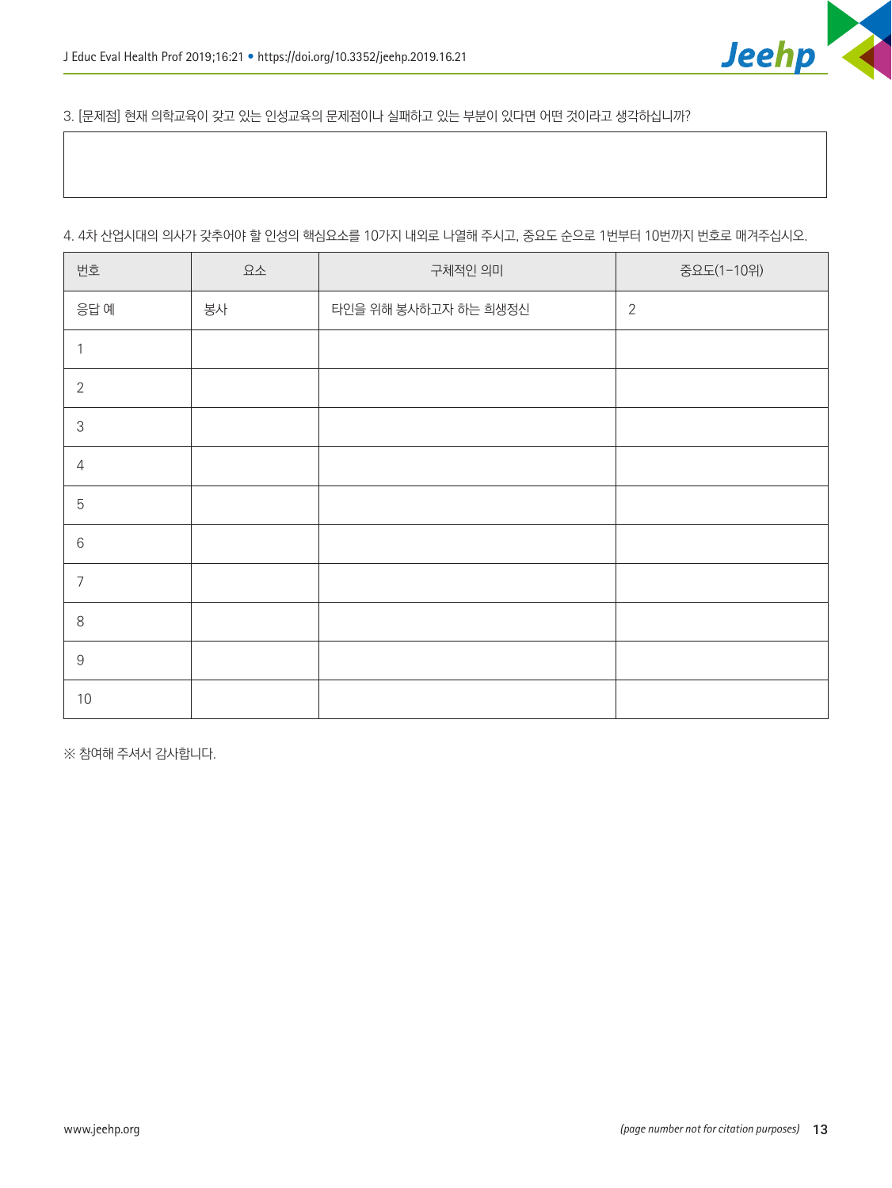3. [문제점] 현재 의학교육이 갖고 있는 인성교육의 문제점이나 실패하고 있는 부분이 있다면 어떤 것이라고 생각하십니까?

| |
|---|
| |

4. 4차 산업시대의 의사가 갖추어야 할 인성의 핵심요소를 10가지 내외로 나열해 주시고, 중요도 순으로 1번부터 10번까지 번호로 매겨주십시오.

| 번호 | 요소 | 구체적인 의미 | 중요도(1–10위) |
|---|---|---|---|
| 응답 예 | 봉사 | 타인을 위해 봉사하고자 하는 희생정신 | 2 |
| 1 | | | |
| 2 | | | |
| 3 | | | |
| 4 | | | |
| 5 | | | |
| 6 | | | |
| 7 | | | |
| 8 | | | |
| 9 | | | |
| 10 | | | |

※ 참여해 주셔서 감사합니다.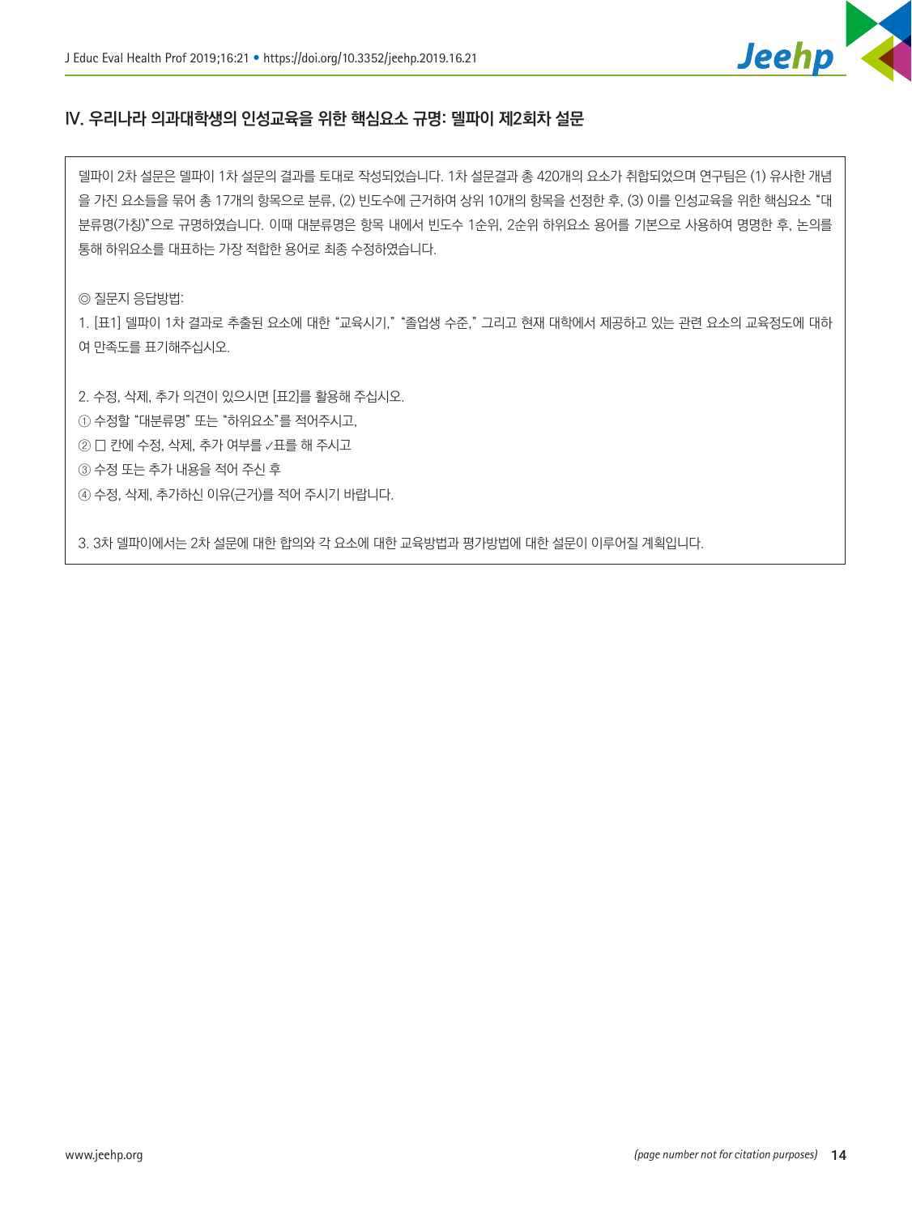## IV. 우리나라 의과대학생의 인성교육을 위한 핵심요소 규명: 델파이 제2회차 설문

델파이 2차 설문은 델파이 1차 설문의 결과를 토대로 작성되었습니다. 1차 설문결과 총 420개의 요소가 취합되었으며 연구팀은 (1) 유사한 개념을 가진 요소들을 묶어 총 17개의 항목으로 분류, (2) 빈도수에 근거하여 상위 10개의 항목을 선정한 후, (3) 이를 인성교육을 위한 핵심요소 "대분류명(가칭)"으로 규명하였습니다. 이때 대분류명은 항목 내에서 빈도수 1순위, 2순위 하위요소 용어를 기본으로 사용하여 명명한 후, 논의를 통해 하위요소를 대표하는 가장 적합한 용어로 최종 수정하였습니다.

◎ 질문지 응답방법:

1. [표1] 델파이 1차 결과로 추출된 요소에 대한 "교육시기," "졸업생 수준," 그리고 현재 대학에서 제공하고 있는 관련 요소의 교육정도에 대하여 만족도를 표기해주십시오.

2. 수정, 삭제, 추가 의견이 있으시면 [표2]를 활용해 주십시오.
① 수정할 "대분류명" 또는 "하위요소"를 적어주시고,
② □ 칸에 수정, 삭제, 추가 여부를 ✓표를 해 주시고
③ 수정 또는 추가 내용을 적어 주신 후
④ 수정, 삭제, 추가하신 이유(근거)를 적어 주시기 바랍니다.

3. 3차 델파이에서는 2차 설문에 대한 합의와 각 요소에 대한 교육방법과 평가방법에 대한 설문이 이루어질 계획입니다.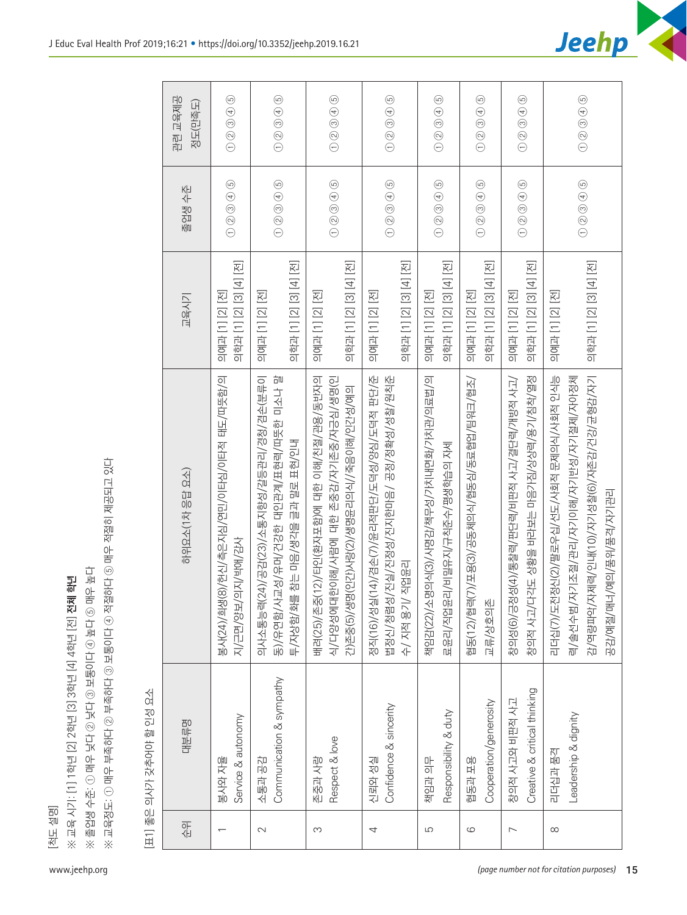[척도 설명]

※ 교육 시기: [1] 1학년 [2] 2학년 [3] 3학년 [4] 4학년 [전] **전체 학년**

※ 졸업생 수준: ① 매우 낮다 ② 낮다 ③ 보통이다 ④ 높다 ⑤ 매우 높다

※ 교육정도: ① 매우 부족하다 ② 부족하다 ③ 보통이다 ④ 적절하다 ⑤ 매우 적절히 제공되고 있다

[표1] 좋은 의사가 갖추어야 할 인성 요소

| 순위 | 대분류명 | 하위요소(1차 응답 요소) | 교육시기 | 졸업생 수준 | 관련 교육제공 정도(만족도) |
|---|---|---|---|---|---|
| 1 | 봉사와 자율<br>Service & autonomy | 봉사(24)/희생(8)/헌신/측은지심/연민/이타심/이타적 태도/따뜻함/의지/근면/양보/의지/박애/감사 | 의예과 [1] [2] [전]<br>의학과 [1] [2] [3] [4] [전] | ① ② ③ ④ ⑤ | ① ② ③ ④ ⑤ |
| 2 | 소통과 공감<br>Communication & sympathy | 의사소통능력(24)/공감(23)/소통지향성/갈등관리/경청/겸손(분류이동)/유연함/사교성/유머/건강한 대인관계/표현력/따뜻한 미소나 말투/자상함/화를 참는 마음/생각을 글과 말로 표현/인내 | 의예과 [1] [2] [전]<br>의학과 [1] [2] [3] [4] [전] | ① ② ③ ④ ⑤ | ① ② ③ ④ ⑤ |
| 3 | 존중과 사랑<br>Respect & love | 배려(25)/존중(12)/타인(환자포함)에 대한 이해/친절/관용/동반자의식/다양성에대한이해/사람에 대한 존중감/자기존중/자긍심/생명인간존중(5)/생명(인간)사랑(2)/생명윤리의식/죽음이해/인간성/예의 | 의예과 [1] [2] [전]<br>의학과 [1] [2] [3] [4] [전] | ① ② ③ ④ ⑤ | ① ② ③ ④ ⑤ |
| 4 | 신뢰와 성실<br>Confidence & sincerity | 정직(16)/성실(14)/겸손(7)/윤리적판단/도덕성/양심/도덕적 판단/준법정신/청렴성/진실/진정성/진지한마음 / 공정/정확성/성찰/원칙준수/ 지적 용기/ 직업윤리 | 의예과 [1] [2] [전]<br>의학과 [1] [2] [3] [4] [전] | ① ② ③ ④ ⑤ | ① ② ③ ④ ⑤ |
| 5 | 책임과 의무<br>Responsibility & duty | 책임감(22)/소명의식(3)/사명감/책무성/가치내면화/가치관/의료법/의료윤리/직업윤리/비밀유지/규칙준수/평생학습의 자세 | 의예과 [1] [2] [전]<br>의학과 [1] [2] [3] [4] [전] | ① ② ③ ④ ⑤ | ① ② ③ ④ ⑤ |
| 6 | 협동과 포용<br>Cooperation/generosity | 협동(12)/협력(7)/포용(3)/공동체의식/협동심/동료협업/팀워크/협조/교류/상호의존 | 의예과 [1] [2] [전]<br>의학과 [1] [2] [3] [4] [전] | ① ② ③ ④ ⑤ | ① ② ③ ④ ⑤ |
| 7 | 창의적 사고와 비판적 사고<br>Creative & critical thinking | 창의성(6)/긍정성(4)/통찰력/판단력/비판적 사고/결단력/개방적 사고/창의적 사고/다각도 상황을 바라보는 마음가짐/상상력/용기/침착/열정 | 의예과 [1] [2] [전]<br>의학과 [1] [2] [3] [4] [전] | ① ② ③ ④ ⑤ | ① ② ③ ④ ⑤ |
| 8 | 리더십과 품격<br>Leadership & dignity | 리더십(7)/도전정신(2)/팔로우십/선도/사회적 문제의식/사회적 인식능력/솔선수범/자기조절/관리/자기이해/자기반성/자기절제/자아정체감/역량파악/자제력/인내(10)/자기성찰(6)/자존감/건강/균형감/자기공감/예절/매너/예의/품격/자기관리 | 의예과 [1] [2] [전]<br>의학과 [1] [2] [3] [4] [전] | ① ② ③ ④ ⑤ | ① ② ③ ④ ⑤ |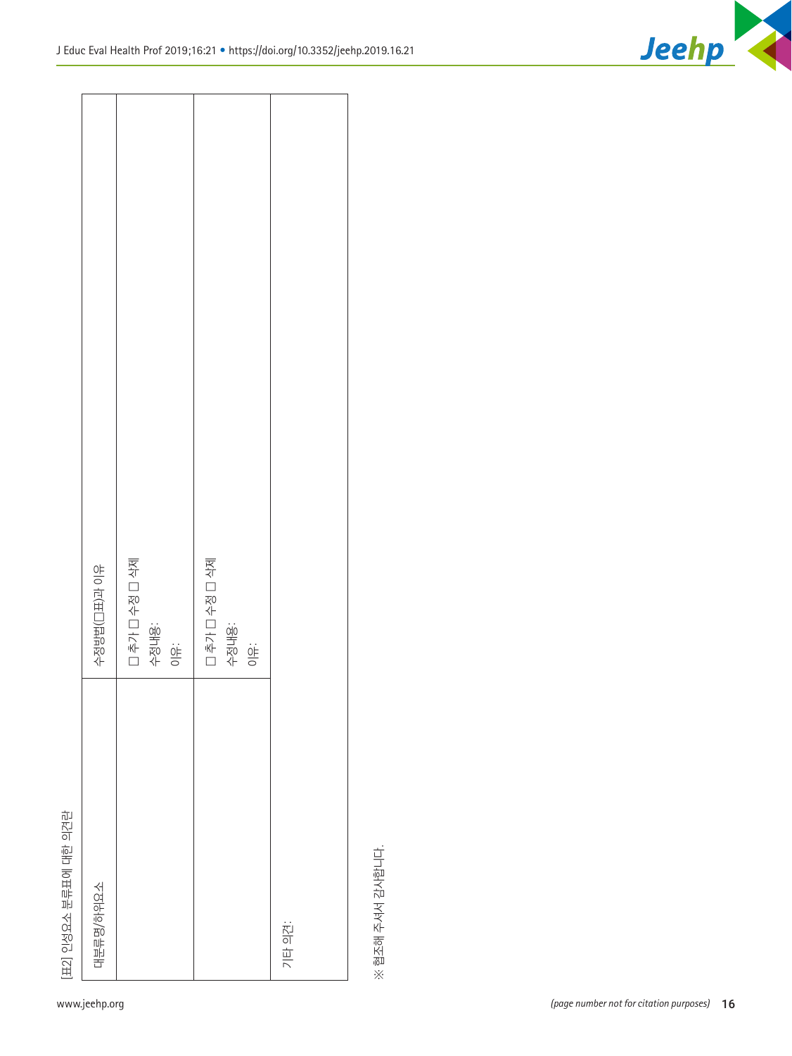[표2] 인성요소 분류표에 대한 의견란

| 대분류명/하위요소 | 수정방법(☐표)과 이유 |
| --- | --- |
| | ☐ 추가 ☐ 수정 ☐ 삭제<br>수정내용:<br>이유: |
| | ☐ 추가 ☐ 수정 ☐ 삭제<br>수정내용:<br>이유: |
| 기타 의견: | |

※ 협조해 주셔서 감사합니다.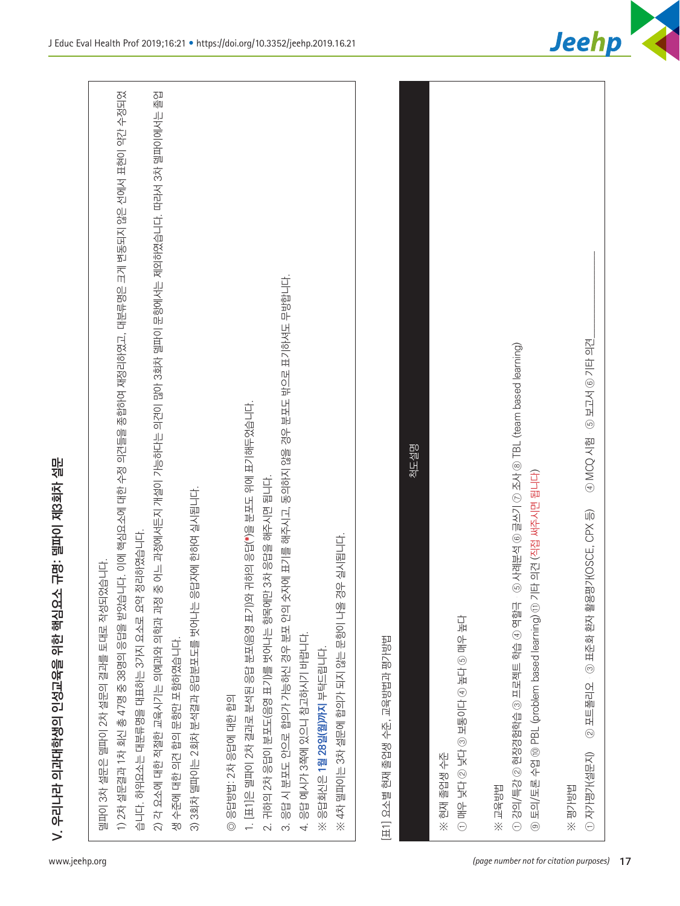## V. 우리나라 의과대학생의 인성교육을 위한 핵심요소 규명: 델파이 제3회차 설문

델파이 3차 설문은 델파이 2차 설문의 결과를 토대로 작성되었습니다.

1) 2차 설문결과 1차 회신 총 47명 중 38명의 응답을 받았습니다. 이에 핵심요소에 대한 수정 의견들을 종합하여 재정리하였고, 대분류명은 크게 변동되지 않은 선에서 표현이 약간 수정되었습니다. 하위요소는 대분류명을 대표하는 37가지 요소로 요약 정리하였습니다.

2) 각 요소에 대한 적절한 교육시기는 의예과와 의학과 과정 중 어느 과정에서든지 개설이 가능하다는 의견이 많아 3회차 델파이 문항에서는 제외하였습니다. 따라서 3차 델파이에서는 졸업생 수준에 대한 의견 합의 문항만 포함하였습니다.

3) 3회차 델파이는 2회차 분석결과 응답분포도를 벗어나는 응답자에 한하여 실시됩니다.

◎ 응답방법: 2차 응답에 대한 합의

1. [표1]은 델파이 2차 결과로 분석된 응답 분포(음영 표기)와 귀하의 응답(*)을 분포도 위에 표기해두었습니다.
2. 귀하의 2차 응답이 분포도(음영 표기)를 벗어나는 항목에만 3차 응답을 해주시면 됩니다.
3. 응답 시 분포도 안으로 합의가 가능하신 경우 분포 안의 숫자에 표기를 해주시고, 동의하지 않을 경우 분포도 밖으로 표기하셔도 무방합니다.
4. 응답 예시가 3쪽에 있으니 참고하시기 바랍니다.

※ 응답회신은 **1월 28일(월)까지** 부탁드립니다.

※ 4차 델파이는 3차 설문에 합의가 되지 않는 문항이 나올 경우 실시됩니다.

[표1] 요소별 현재 졸업생 수준, 교육방법과 평가방법

| 척도설명 |
|---|
| ※ 현재 졸업생 수준<br>① 매우 낮다 ② 낮다 ③ 보통이다 ④ 높다 ⑤ 매우 높다<br><br>※ 교육방법<br>① 강의/특강 ② 현장경험학습 ③ 프로젝트 학습 ④ 역할극 ⑤ 사례분석 ⑥ 글쓰기 ⑦ 조사 ⑧ TBL (team based learning)<br>⑨ 토의/토론 수업 ⑩ PBL (problem based learning) ⑪ 기타 의견 (직접 써주시면 됩니다)<br><br>※ 평가방법<br>① 자기평가(설문지) ② 포트폴리오 ③ 표준화 환자 활용평가(OSCE, CPX 등) ④ MCQ 시험 ⑤ 보고서 ⑥ 기타 의견\_\_\_\_\_\_\_\_\_\_ |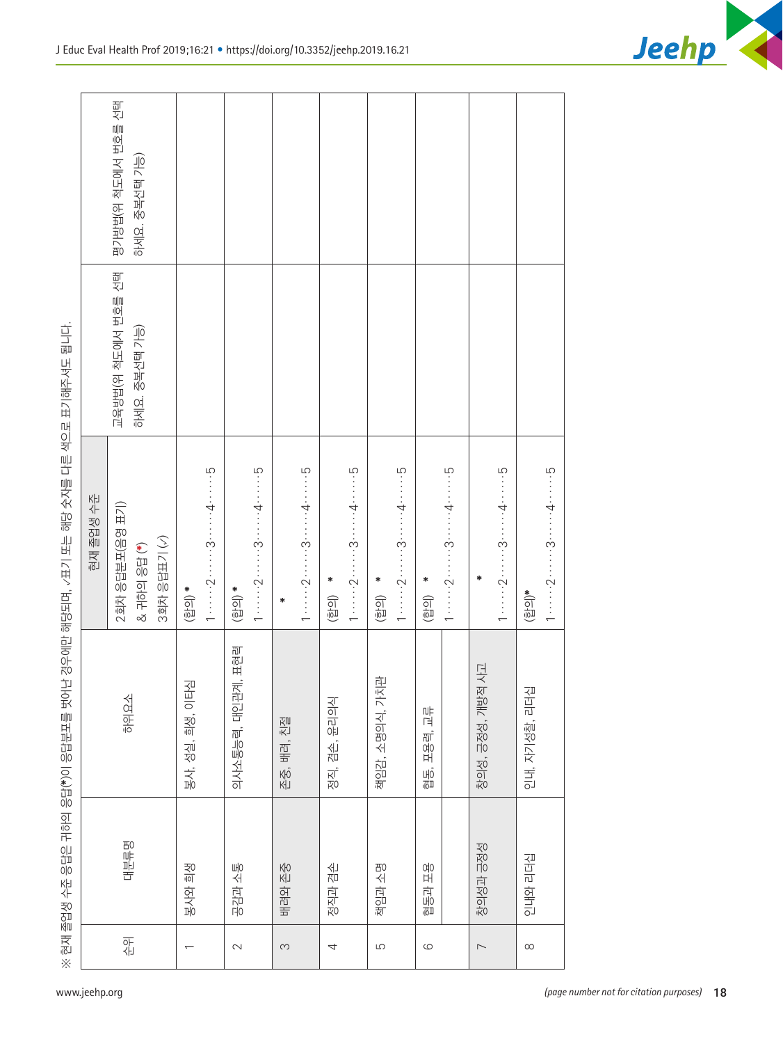※ 현재 졸업생 수준 응답은 귀하의 응답(*)이 응답분포를 벗어난 경우에만 해당되며, ✓표기 또는 해당 숫자를 다른 색으로 표기해주셔도 됩니다.

| 순위 | 대분류명 | 하위요소 | 현재 졸업생 수준<br>2회차 응답분포(음영 표기)<br>& 귀하의 응답(*)<br>3회차 응답표기 (✓) | 교육방법(위 척도에서 번호를 선택하세요. 중복선택 가능) | 평가방법(위 척도에서 번호를 선택하세요. 중복선택 가능) |
|---|---|---|---|---|---|
| 1 | 봉사와 희생 | 봉사, 성실, 희생, 이타심 | (합의) *<br>1……2……3……4……5 | | |
| 2 | 공감과 소통 | 의사소통능력, 대인관계, 표현력 | (합의) *<br>1……2……3……4……5 | | |
| 3 | 배려와 존중 | 존중, 배려, 친절 | *<br>1……2……3……4……5 | | |
| 4 | 정직과 겸손 | 정직, 겸손, 윤리의식 | (합의) *<br>1……2……3……4……5 | | |
| 5 | 책임과 소명 | 책임감, 소명의식, 가치관 | (합의) *<br>1……2……3……4……5 | | |
| 6 | 협동과 포용 | 협동, 포용력, 교류 | (합의) *<br>1……2……3……4……5 | | |
| 7 | 창의성과 긍정성 | 창의성, 긍정성, 개방적 사고 | *<br>1……2……3……4……5 | | |
| 8 | 인내와 리더십 | 인내, 자기성찰, 리더십 | (합의)*<br>1……2……3……4……5 | | |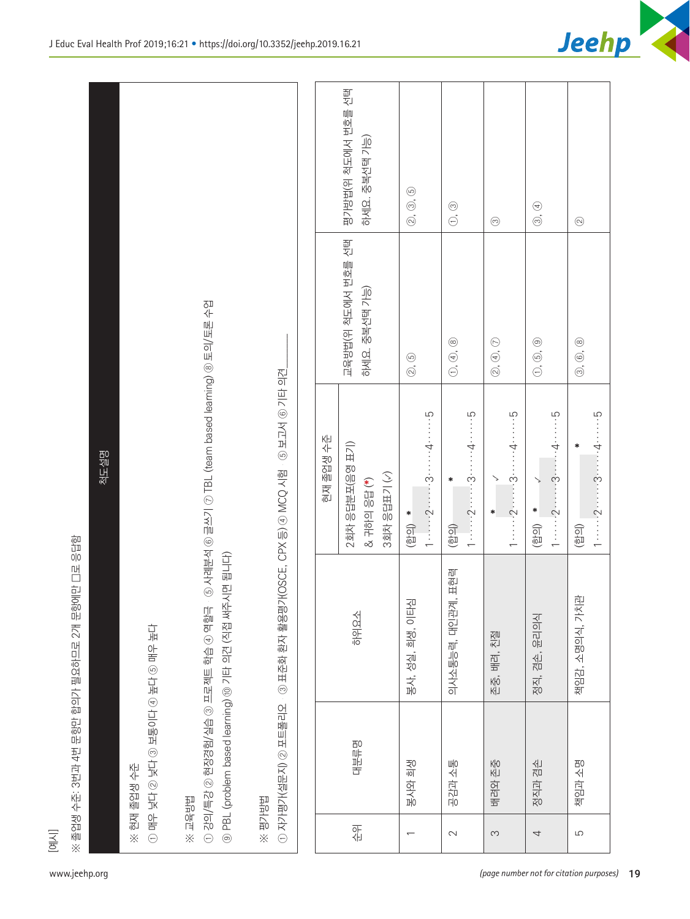[예시]

※ 졸업생 수준: 3번과 4번 문항만 합의가 필요하므로 2개 문항에만 ☐로 응답함

| 척도설명 |
| --- |
| ※ 현재 졸업생 수준<br>① 매우 낮다 ② 낮다 ③ 보통이다 ④ 높다 ⑤ 매우 높다<br><br>※ 교육방법<br>① 강의/특강 ② 현장경험/실습 ③ 프로젝트 학습 ④ 역할극 ⑤ 사례분석 ⑥ 글쓰기 ⑦ TBL (team based learning) ⑧ 토의/토론 수업<br>⑨ PBL (problem based learning) ⑩ 기타 의견 (직접 써주시면 됩니다)<br><br>※ 평가방법<br>① 자기평가(설문지) ② 포트폴리오 ③ 표준화 환자 활용평가(OSCE, CPX 등) ④ MCQ 시험 ⑤ 보고서 ⑥ 기타 의견_____ |

| 순위 | 대분류명 | 하위요소 | 현재 졸업생 수준<br>2회차 응답분포(음영 표기) & 귀하의 응답 (*)<br>3회차 응답표기 (✓) | 교육방법(위 척도에서 번호를 선택하세요. 중복선택 가능) | 평가방법(위 척도에서 번호를 선택하세요. 중복선택 가능) |
| --- | --- | --- | --- | --- | --- |
| 1 | 봉사와 희생 | 봉사, 성실, 희생, 이타심 | (합의) * 1······2······3······4······5 | ②, ⑤ | ②, ③, ⑤ |
| 2 | 공감과 소통 | 의사소통능력, 대인관계, 표현력 | (합의) * 1······2······3······4······5 | ①, ④, ⑧ | ①, ③ |
| 3 | 배려와 존중 | 존중, 배려, 친절 | * ✓ 1······2······3······4······5 | ②, ④, ⑦ | ③ |
| 4 | 정직과 겸손 | 정직, 겸손, 윤리의식 | (합의) * ✓ 1······2······3······4······5 | ①, ⑤, ⑨ | ③, ④ |
| 5 | 책임과 소명 | 책임감, 소명의식, 가치관 | (합의) * 1······2······3······4······5 | ③, ⑥, ⑧ | ② |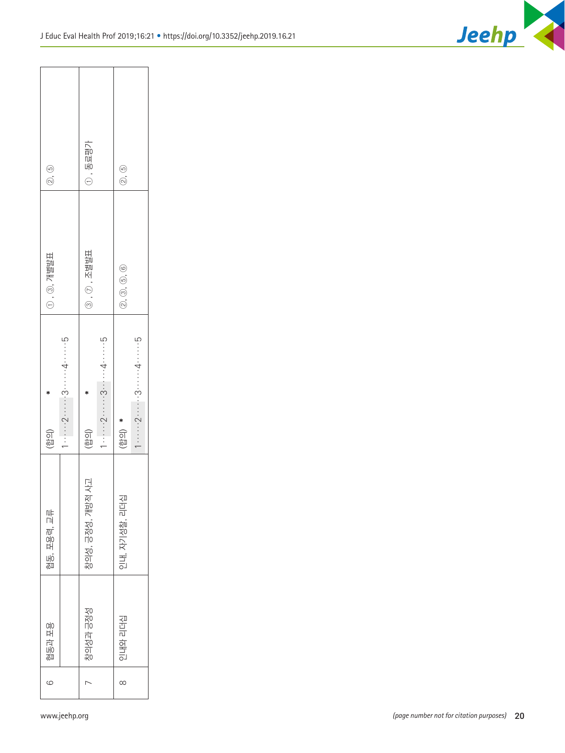| | | | | | |
|---|---|---|---|---|---|
| 6 | 협동과 포용 | 협동, 포용력, 교류 | (합의) * 1······2······3······4······5 | ①, ③, 개별발표 | ②, ⑤ |
| 7 | 창의성과 긍정성 | 창의성, 긍정성, 개방적 사고 | (합의) * 1······2······3······4······5 | ③, ⑦, 조별발표 | ①, 동료평가 |
| 8 | 인내와 리더십 | 인내, 자기성찰, 리더십 | (합의) * 1······2······3······4······5 | ②, ③, ⑤, ⑥ | ②, ⑤ |